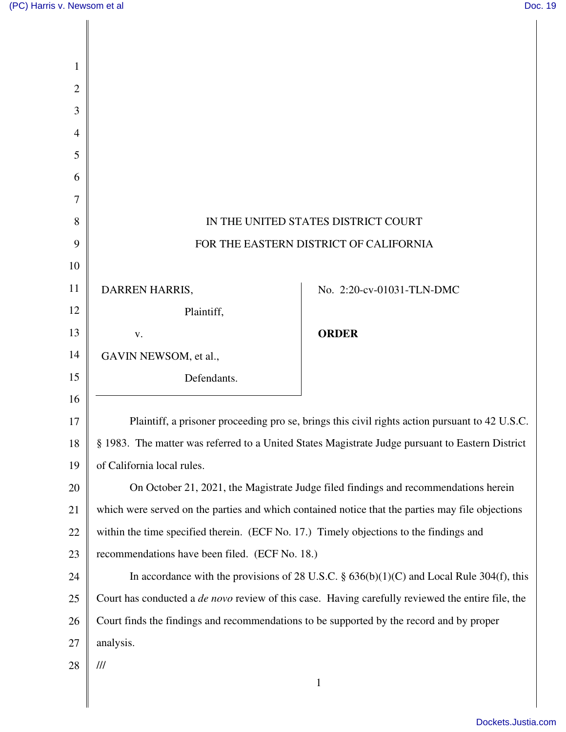IN THE UNITED STATES DISTRICT COURT

FOR THE EASTERN DISTRICT OF CALIFORNIA

| | |
|---|---|
| DARREN HARRIS,<br><br>Plaintiff,<br><br>v.<br><br>GAVIN NEWSOM, et al.,<br><br>Defendants. | No. 2:20-cv-01031-TLN-DMC<br><br>**ORDER** |

Plaintiff, a prisoner proceeding pro se, brings this civil rights action pursuant to 42 U.S.C. § 1983. The matter was referred to a United States Magistrate Judge pursuant to Eastern District of California local rules.

On October 21, 2021, the Magistrate Judge filed findings and recommendations herein which were served on the parties and which contained notice that the parties may file objections within the time specified therein. (ECF No. 17.) Timely objections to the findings and recommendations have been filed. (ECF No. 18.)

In accordance with the provisions of 28 U.S.C. § 636(b)(1)(C) and Local Rule 304(f), this Court has conducted a *de novo* review of this case. Having carefully reviewed the entire file, the Court finds the findings and recommendations to be supported by the record and by proper analysis.

///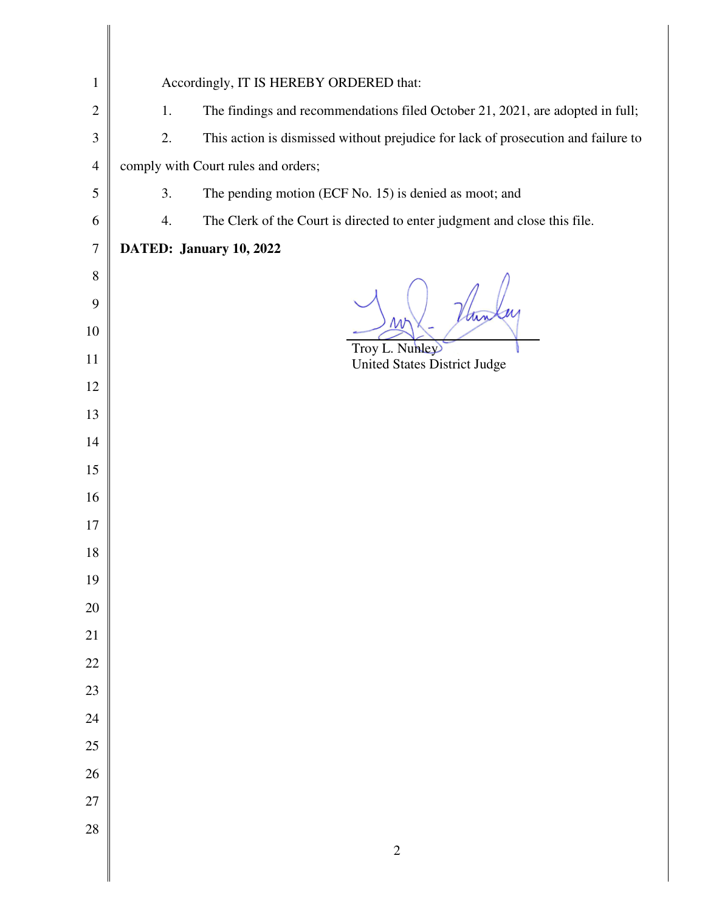Accordingly, IT IS HEREBY ORDERED that:

1. The findings and recommendations filed October 21, 2021, are adopted in full;

2. This action is dismissed without prejudice for lack of prosecution and failure to comply with Court rules and orders;

3. The pending motion (ECF No. 15) is denied as moot; and

4. The Clerk of the Court is directed to enter judgment and close this file.

**DATED: January 10, 2022**

Troy L. Nunley
United States District Judge